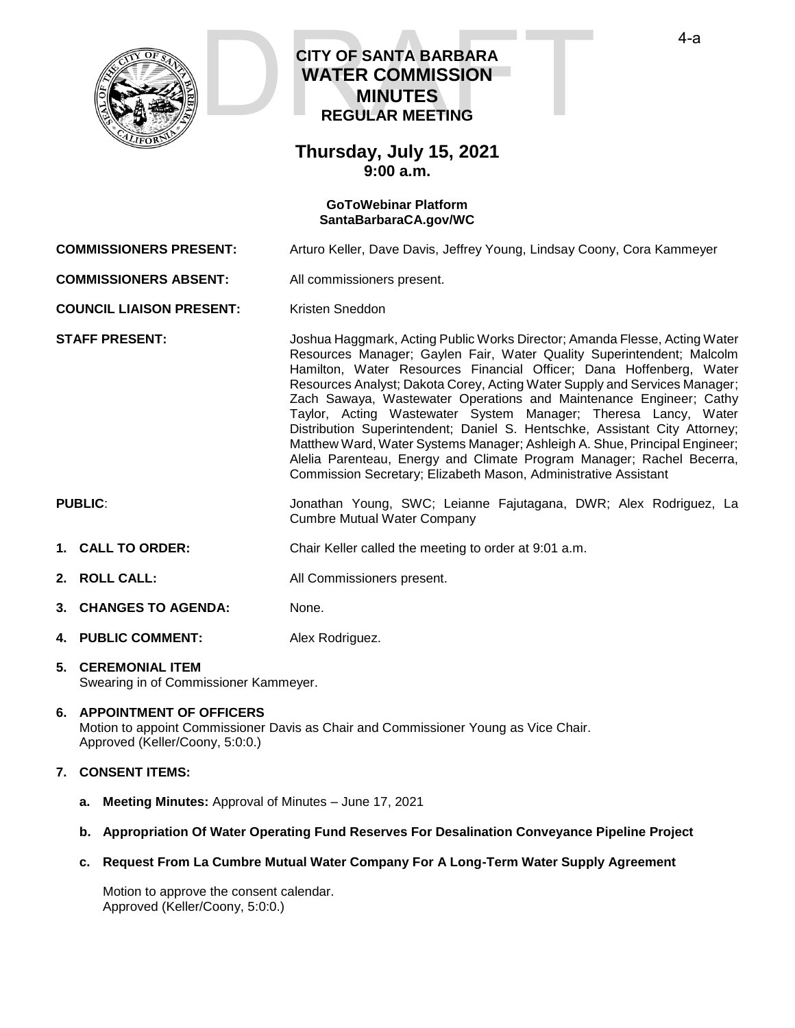DRAFT

# CITY OF SANTA BARBARA WATER COMMISSION MINUTES

## REGULAR MEETING

## Thursday, July 15, 2021
### 9:00 a.m.

**GoToWebinar Platform**
**SantaBarbaraCA.gov/WC**

**COMMISSIONERS PRESENT:** Arturo Keller, Dave Davis, Jeffrey Young, Lindsay Coony, Cora Kammeyer

**COMMISSIONERS ABSENT:** All commissioners present.

**COUNCIL LIAISON PRESENT:** Kristen Sneddon

**STAFF PRESENT:** Joshua Haggmark, Acting Public Works Director; Amanda Flesse, Acting Water Resources Manager; Gaylen Fair, Water Quality Superintendent; Malcolm Hamilton, Water Resources Financial Officer; Dana Hoffenberg, Water Resources Analyst; Dakota Corey, Acting Water Supply and Services Manager; Zach Sawaya, Wastewater Operations and Maintenance Engineer; Cathy Taylor, Acting Wastewater System Manager; Theresa Lancy, Water Distribution Superintendent; Daniel S. Hentschke, Assistant City Attorney; Matthew Ward, Water Systems Manager; Ashleigh A. Shue, Principal Engineer; Alelia Parenteau, Energy and Climate Program Manager; Rachel Becerra, Commission Secretary; Elizabeth Mason, Administrative Assistant

**PUBLIC**: Jonathan Young, SWC; Leianne Fajutagana, DWR; Alex Rodriguez, La Cumbre Mutual Water Company

1. **CALL TO ORDER:** Chair Keller called the meeting to order at 9:01 a.m.

2. **ROLL CALL:** All Commissioners present.

3. **CHANGES TO AGENDA:** None.

4. **PUBLIC COMMENT:** Alex Rodriguez.

5. **CEREMONIAL ITEM**
   Swearing in of Commissioner Kammeyer.

6. **APPOINTMENT OF OFFICERS**
   Motion to appoint Commissioner Davis as Chair and Commissioner Young as Vice Chair.
   Approved (Keller/Coony, 5:0:0.)

7. **CONSENT ITEMS:**

   a. **Meeting Minutes:** Approval of Minutes – June 17, 2021

   b. **Appropriation Of Water Operating Fund Reserves For Desalination Conveyance Pipeline Project**

   c. **Request From La Cumbre Mutual Water Company For A Long-Term Water Supply Agreement**

   Motion to approve the consent calendar.
   Approved (Keller/Coony, 5:0:0.)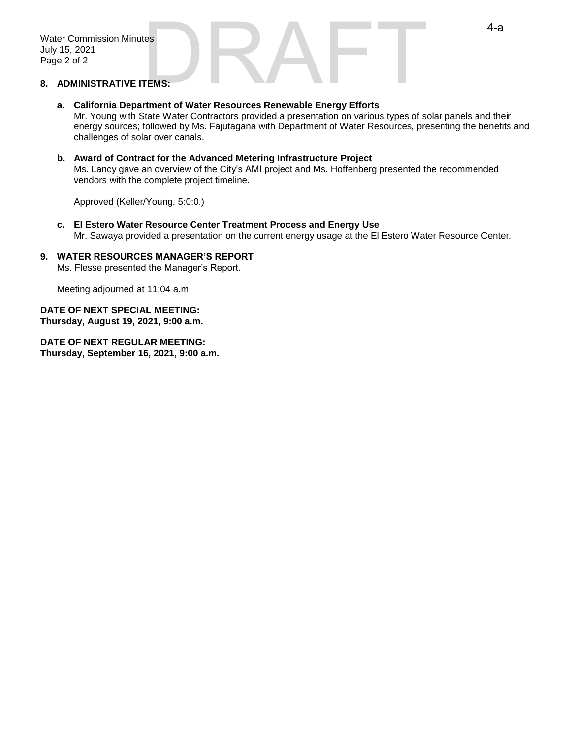## 8. ADMINISTRATIVE ITEMS:

**a. California Department of Water Resources Renewable Energy Efforts**
Mr. Young with State Water Contractors provided a presentation on various types of solar panels and their energy sources; followed by Ms. Fajutagana with Department of Water Resources, presenting the benefits and challenges of solar over canals.

**b. Award of Contract for the Advanced Metering Infrastructure Project**
Ms. Lancy gave an overview of the City's AMI project and Ms. Hoffenberg presented the recommended vendors with the complete project timeline.

Approved (Keller/Young, 5:0:0.)

**c. El Estero Water Resource Center Treatment Process and Energy Use**
Mr. Sawaya provided a presentation on the current energy usage at the El Estero Water Resource Center.

## 9. WATER RESOURCES MANAGER'S REPORT

Ms. Flesse presented the Manager's Report.

Meeting adjourned at 11:04 a.m.

**DATE OF NEXT SPECIAL MEETING:**
**Thursday, August 19, 2021, 9:00 a.m.**

**DATE OF NEXT REGULAR MEETING:**
**Thursday, September 16, 2021, 9:00 a.m.**